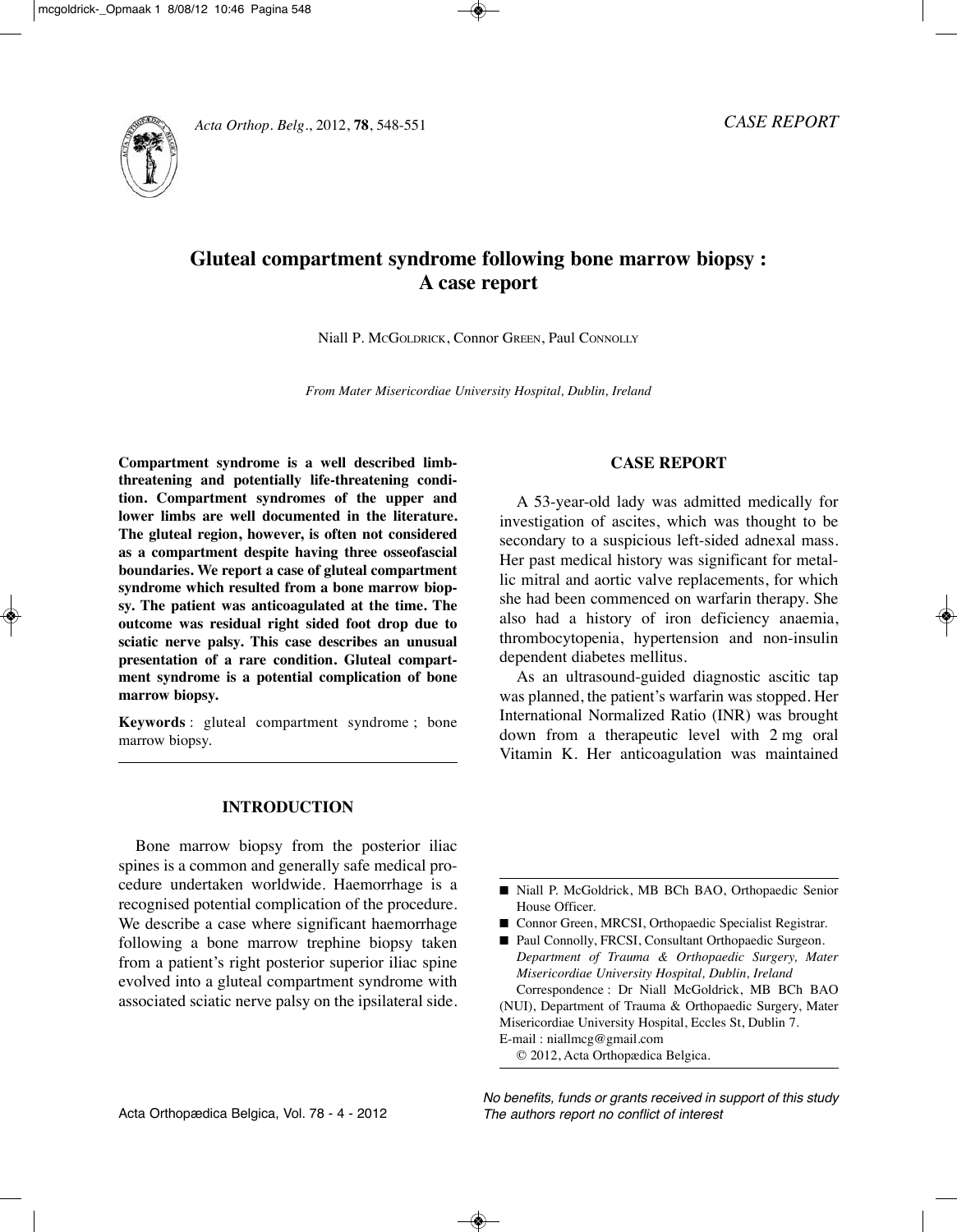*CASE REPORT*

# Gluteal compartment syndrome following bone marrow biopsy : A case report

Niall P. McGoldrick, Connor Green, Paul Connolly

*From Mater Misericordiae University Hospital, Dublin, Ireland*

**Compartment syndrome is a well described limb-threatening and potentially life-threatening condition. Compartment syndromes of the upper and lower limbs are well documented in the literature. The gluteal region, however, is often not considered as a compartment despite having three osseofascial boundaries. We report a case of gluteal compartment syndrome which resulted from a bone marrow biopsy. The patient was anticoagulated at the time. The outcome was residual right sided foot drop due to sciatic nerve palsy. This case describes an unusual presentation of a rare condition. Gluteal compartment syndrome is a potential complication of bone marrow biopsy.**

**Keywords** : gluteal compartment syndrome ; bone marrow biopsy.

## INTRODUCTION

Bone marrow biopsy from the posterior iliac spines is a common and generally safe medical procedure undertaken worldwide. Haemorrhage is a recognised potential complication of the procedure. We describe a case where significant haemorrhage following a bone marrow trephine biopsy taken from a patient's right posterior superior iliac spine evolved into a gluteal compartment syndrome with associated sciatic nerve palsy on the ipsilateral side.

## CASE REPORT

A 53-year-old lady was admitted medically for investigation of ascites, which was thought to be secondary to a suspicious left-sided adnexal mass. Her past medical history was significant for metallic mitral and aortic valve replacements, for which she had been commenced on warfarin therapy. She also had a history of iron deficiency anaemia, thrombocytopenia, hypertension and non-insulin dependent diabetes mellitus.

As an ultrasound-guided diagnostic ascitic tap was planned, the patient's warfarin was stopped. Her International Normalized Ratio (INR) was brought down from a therapeutic level with 2 mg oral Vitamin K. Her anticoagulation was maintained

- Niall P. McGoldrick, MB BCh BAO, Orthopaedic Senior House Officer.
- Connor Green, MRCSI, Orthopaedic Specialist Registrar.
- Paul Connolly, FRCSI, Consultant Orthopaedic Surgeon.

*Department of Trauma & Orthopaedic Surgery, Mater Misericordiae University Hospital, Dublin, Ireland*

Correspondence : Dr Niall McGoldrick, MB BCh BAO (NUI), Department of Trauma & Orthopaedic Surgery, Mater Misericordiae University Hospital, Eccles St, Dublin 7.
E-mail : niallmcg@gmail.com

© 2012, Acta Orthopædica Belgica.

*No benefits, funds or grants received in support of this study*
*The authors report no conflict of interest*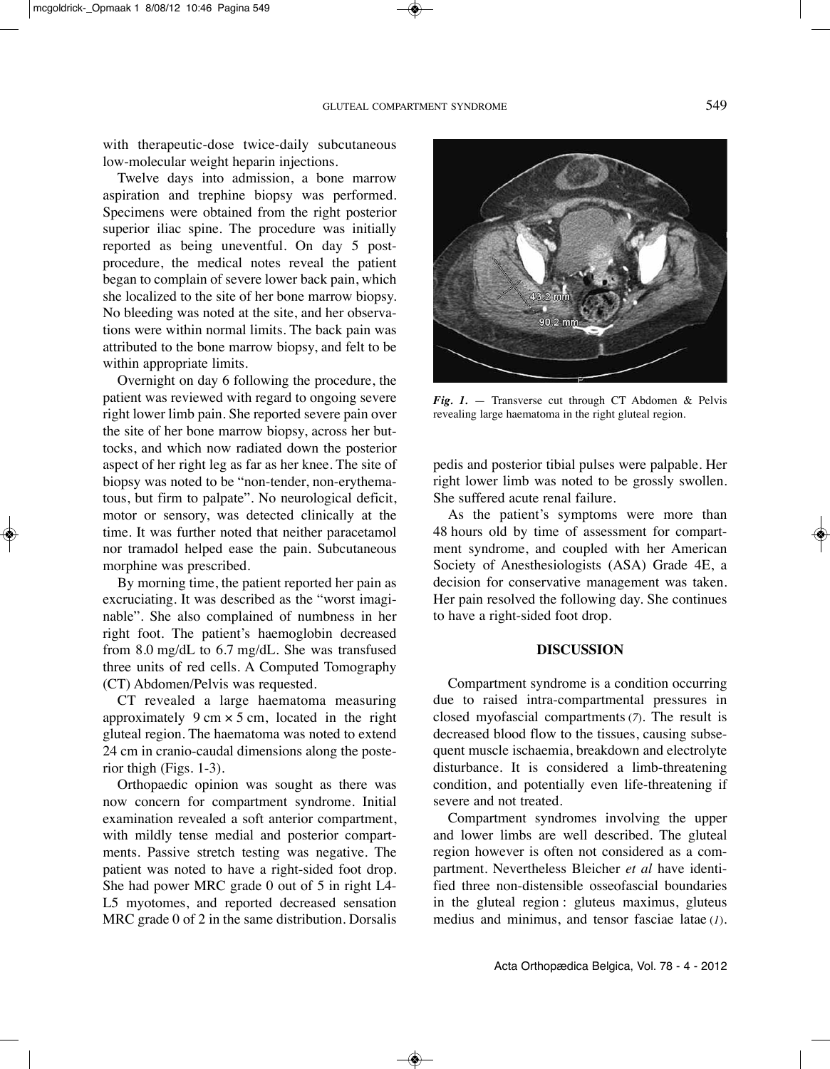with therapeutic-dose twice-daily subcutaneous low-molecular weight heparin injections.

Twelve days into admission, a bone marrow aspiration and trephine biopsy was performed. Specimens were obtained from the right posterior superior iliac spine. The procedure was initially reported as being uneventful. On day 5 post-procedure, the medical notes reveal the patient began to complain of severe lower back pain, which she localized to the site of her bone marrow biopsy. No bleeding was noted at the site, and her observations were within normal limits. The back pain was attributed to the bone marrow biopsy, and felt to be within appropriate limits.

Overnight on day 6 following the procedure, the patient was reviewed with regard to ongoing severe right lower limb pain. She reported severe pain over the site of her bone marrow biopsy, across her buttocks, and which now radiated down the posterior aspect of her right leg as far as her knee. The site of biopsy was noted to be "non-tender, non-erythematous, but firm to palpate". No neurological deficit, motor or sensory, was detected clinically at the time. It was further noted that neither paracetamol nor tramadol helped ease the pain. Subcutaneous morphine was prescribed.

By morning time, the patient reported her pain as excruciating. It was described as the "worst imaginable". She also complained of numbness in her right foot. The patient's haemoglobin decreased from 8.0 mg/dL to 6.7 mg/dL. She was transfused three units of red cells. A Computed Tomography (CT) Abdomen/Pelvis was requested.

CT revealed a large haematoma measuring approximately 9 cm × 5 cm, located in the right gluteal region. The haematoma was noted to extend 24 cm in cranio-caudal dimensions along the posterior thigh (Figs. 1-3).

Orthopaedic opinion was sought as there was now concern for compartment syndrome. Initial examination revealed a soft anterior compartment, with mildly tense medial and posterior compartments. Passive stretch testing was negative. The patient was noted to have a right-sided foot drop. She had power MRC grade 0 out of 5 in right L4-L5 myotomes, and reported decreased sensation MRC grade 0 of 2 in the same distribution. Dorsalis pedis and posterior tibial pulses were palpable. Her right lower limb was noted to be grossly swollen. She suffered acute renal failure.

*Fig. 1.* — Transverse cut through CT Abdomen & Pelvis revealing large haematoma in the right gluteal region.

As the patient's symptoms were more than 48 hours old by time of assessment for compartment syndrome, and coupled with her American Society of Anesthesiologists (ASA) Grade 4E, a decision for conservative management was taken. Her pain resolved the following day. She continues to have a right-sided foot drop.

## DISCUSSION

Compartment syndrome is a condition occurring due to raised intra-compartmental pressures in closed myofascial compartments (*7*). The result is decreased blood flow to the tissues, causing subsequent muscle ischaemia, breakdown and electrolyte disturbance. It is considered a limb-threatening condition, and potentially even life-threatening if severe and not treated.

Compartment syndromes involving the upper and lower limbs are well described. The gluteal region however is often not considered as a compartment. Nevertheless Bleicher *et al* have identified three non-distensible osseofascial boundaries in the gluteal region : gluteus maximus, gluteus medius and minimus, and tensor fasciae latae (*1*).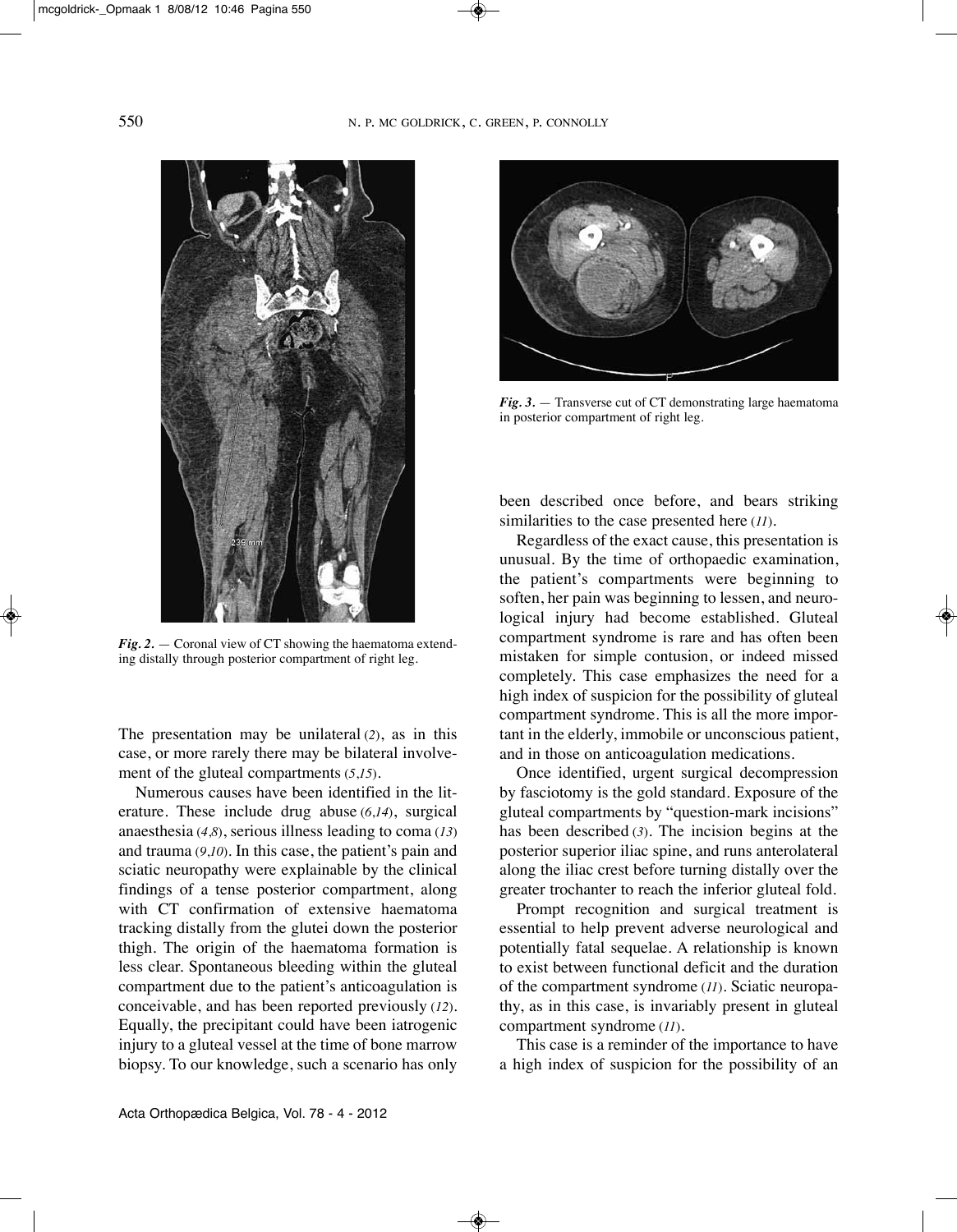*Fig. 2.* — Coronal view of CT showing the haematoma extending distally through posterior compartment of right leg.

*Fig. 3.* — Transverse cut of CT demonstrating large haematoma in posterior compartment of right leg.

The presentation may be unilateral (*2*), as in this case, or more rarely there may be bilateral involvement of the gluteal compartments (*5,15*).

Numerous causes have been identified in the literature. These include drug abuse (*6,14*), surgical anaesthesia (*4,8*), serious illness leading to coma (*13*) and trauma (*9,10*). In this case, the patient's pain and sciatic neuropathy were explainable by the clinical findings of a tense posterior compartment, along with CT confirmation of extensive haematoma tracking distally from the glutei down the posterior thigh. The origin of the haematoma formation is less clear. Spontaneous bleeding within the gluteal compartment due to the patient's anticoagulation is conceivable, and has been reported previously (*12*). Equally, the precipitant could have been iatrogenic injury to a gluteal vessel at the time of bone marrow biopsy. To our knowledge, such a scenario has only been described once before, and bears striking similarities to the case presented here (*11*).

Regardless of the exact cause, this presentation is unusual. By the time of orthopaedic examination, the patient's compartments were beginning to soften, her pain was beginning to lessen, and neurological injury had become established. Gluteal compartment syndrome is rare and has often been mistaken for simple contusion, or indeed missed completely. This case emphasizes the need for a high index of suspicion for the possibility of gluteal compartment syndrome. This is all the more important in the elderly, immobile or unconscious patient, and in those on anticoagulation medications.

Once identified, urgent surgical decompression by fasciotomy is the gold standard. Exposure of the gluteal compartments by "question-mark incisions" has been described (*3*). The incision begins at the posterior superior iliac spine, and runs anterolateral along the iliac crest before turning distally over the greater trochanter to reach the inferior gluteal fold.

Prompt recognition and surgical treatment is essential to help prevent adverse neurological and potentially fatal sequelae. A relationship is known to exist between functional deficit and the duration of the compartment syndrome (*11*). Sciatic neuropathy, as in this case, is invariably present in gluteal compartment syndrome (*11*).

This case is a reminder of the importance to have a high index of suspicion for the possibility of an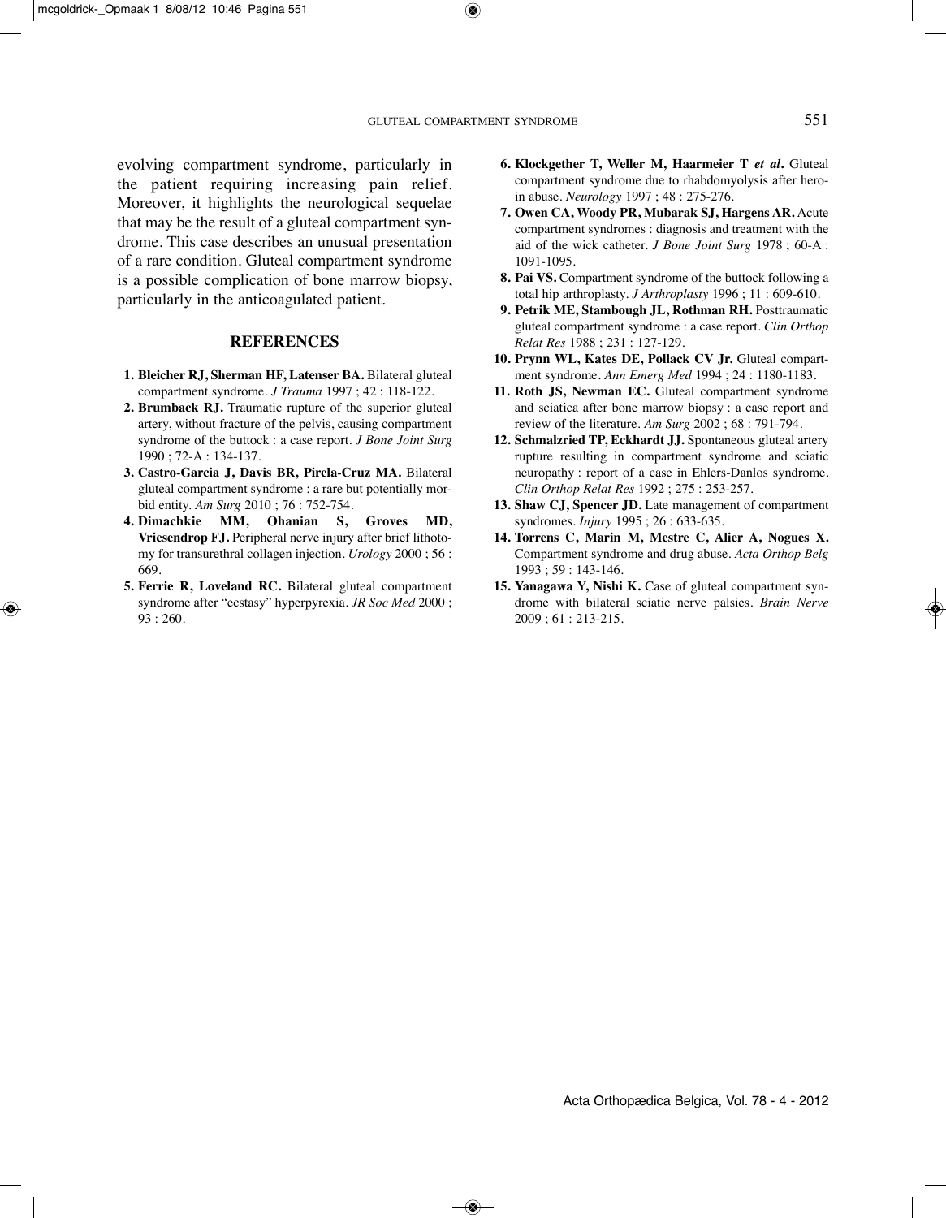evolving compartment syndrome, particularly in the patient requiring increasing pain relief. Moreover, it highlights the neurological sequelae that may be the result of a gluteal compartment syndrome. This case describes an unusual presentation of a rare condition. Gluteal compartment syndrome is a possible complication of bone marrow biopsy, particularly in the anticoagulated patient.

## REFERENCES

1. **Bleicher RJ, Sherman HF, Latenser BA.** Bilateral gluteal compartment syndrome. *J Trauma* 1997 ; 42 : 118-122.
2. **Brumback RJ.** Traumatic rupture of the superior gluteal artery, without fracture of the pelvis, causing compartment syndrome of the buttock : a case report. *J Bone Joint Surg* 1990 ; 72-A : 134-137.
3. **Castro-Garcia J, Davis BR, Pirela-Cruz MA.** Bilateral gluteal compartment syndrome : a rare but potentially morbid entity. *Am Surg* 2010 ; 76 : 752-754.
4. **Dimachkie MM, Ohanian S, Groves MD, Vriesendrop FJ.** Peripheral nerve injury after brief lithotomy for transurethral collagen injection. *Urology* 2000 ; 56 : 669.
5. **Ferrie R, Loveland RC.** Bilateral gluteal compartment syndrome after "ecstasy" hyperpyrexia. *JR Soc Med* 2000 ; 93 : 260.
6. **Klockgether T, Weller M, Haarmeier T *et al*.** Gluteal compartment syndrome due to rhabdomyolysis after heroin abuse. *Neurology* 1997 ; 48 : 275-276.
7. **Owen CA, Woody PR, Mubarak SJ, Hargens AR.** Acute compartment syndromes : diagnosis and treatment with the aid of the wick catheter. *J Bone Joint Surg* 1978 ; 60-A : 1091-1095.
8. **Pai VS.** Compartment syndrome of the buttock following a total hip arthroplasty. *J Arthroplasty* 1996 ; 11 : 609-610.
9. **Petrik ME, Stambough JL, Rothman RH.** Posttraumatic gluteal compartment syndrome : a case report. *Clin Orthop Relat Res* 1988 ; 231 : 127-129.
10. **Prynn WL, Kates DE, Pollack CV Jr.** Gluteal compartment syndrome. *Ann Emerg Med* 1994 ; 24 : 1180-1183.
11. **Roth JS, Newman EC.** Gluteal compartment syndrome and sciatica after bone marrow biopsy : a case report and review of the literature. *Am Surg* 2002 ; 68 : 791-794.
12. **Schmalzried TP, Eckhardt JJ.** Spontaneous gluteal artery rupture resulting in compartment syndrome and sciatic neuropathy : report of a case in Ehlers-Danlos syndrome. *Clin Orthop Relat Res* 1992 ; 275 : 253-257.
13. **Shaw CJ, Spencer JD.** Late management of compartment syndromes. *Injury* 1995 ; 26 : 633-635.
14. **Torrens C, Marin M, Mestre C, Alier A, Nogues X.** Compartment syndrome and drug abuse. *Acta Orthop Belg* 1993 ; 59 : 143-146.
15. **Yanagawa Y, Nishi K.** Case of gluteal compartment syndrome with bilateral sciatic nerve palsies. *Brain Nerve* 2009 ; 61 : 213-215.